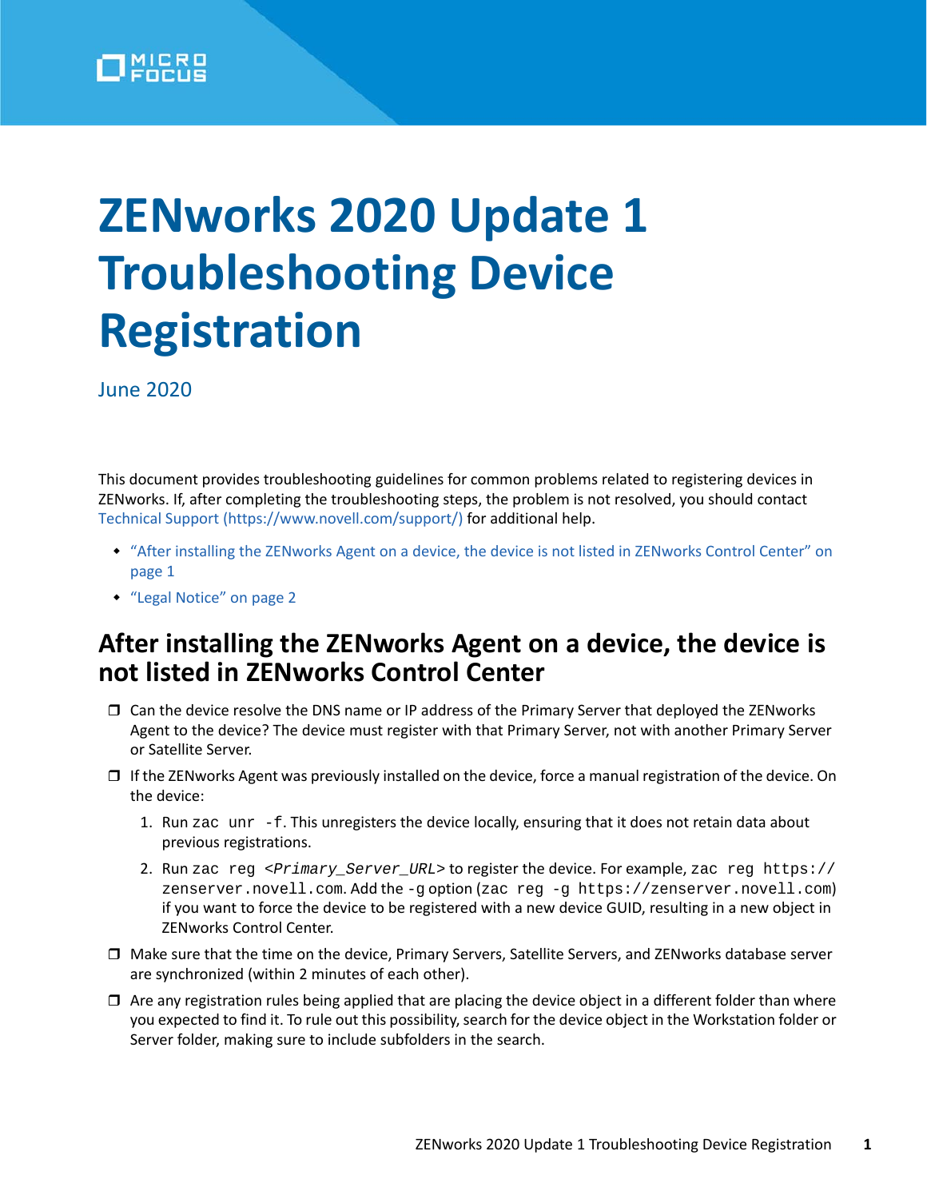# ZENworks 2020 Update 1 Troubleshooting Device Registration

June 2020

This document provides troubleshooting guidelines for common problems related to registering devices in ZENworks. If, after completing the troubleshooting steps, the problem is not resolved, you should contact Technical Support (https://www.novell.com/support/) for additional help.

- "After installing the ZENworks Agent on a device, the device is not listed in ZENworks Control Center" on page 1
- "Legal Notice" on page 2

## After installing the ZENworks Agent on a device, the device is not listed in ZENworks Control Center

- Can the device resolve the DNS name or IP address of the Primary Server that deployed the ZENworks Agent to the device? The device must register with that Primary Server, not with another Primary Server or Satellite Server.
- If the ZENworks Agent was previously installed on the device, force a manual registration of the device. On the device:
  1. Run `zac unr -f`. This unregisters the device locally, ensuring that it does not retain data about previous registrations.
  2. Run `zac reg <Primary_Server_URL>` to register the device. For example, `zac reg https://zenserver.novell.com`. Add the `-g` option (`zac reg -g https://zenserver.novell.com`) if you want to force the device to be registered with a new device GUID, resulting in a new object in ZENworks Control Center.
- Make sure that the time on the device, Primary Servers, Satellite Servers, and ZENworks database server are synchronized (within 2 minutes of each other).
- Are any registration rules being applied that are placing the device object in a different folder than where you expected to find it. To rule out this possibility, search for the device object in the Workstation folder or Server folder, making sure to include subfolders in the search.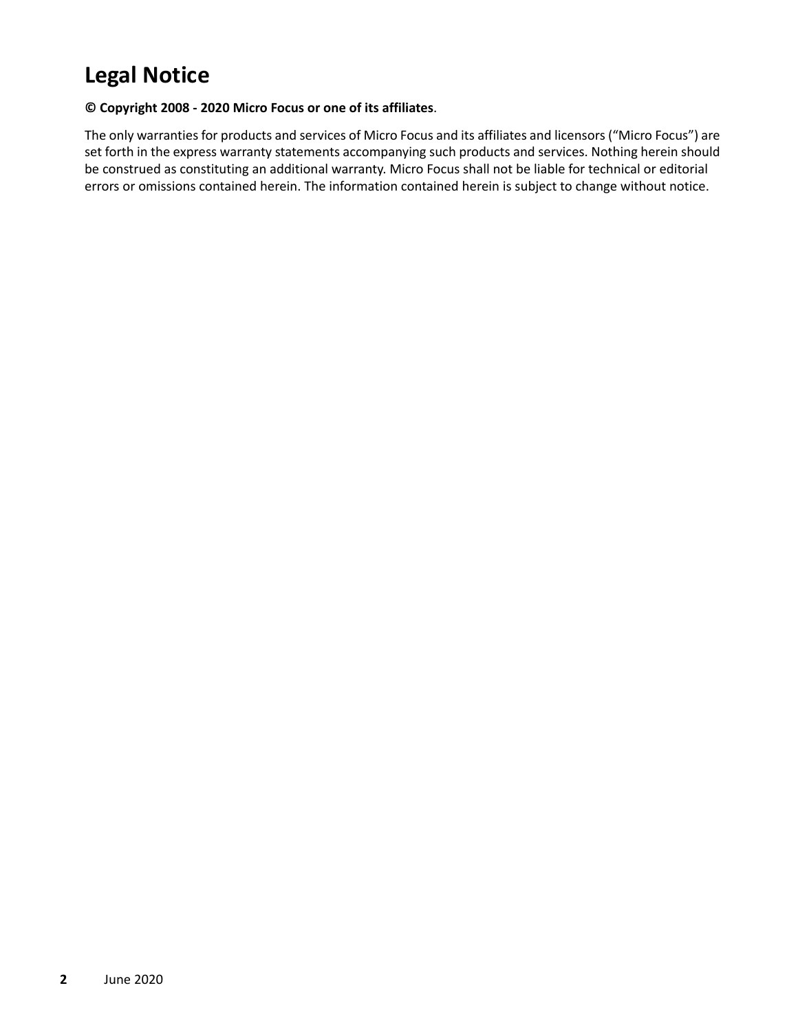# Legal Notice

**© Copyright 2008 - 2020 Micro Focus or one of its affiliates**.

The only warranties for products and services of Micro Focus and its affiliates and licensors (“Micro Focus”) are set forth in the express warranty statements accompanying such products and services. Nothing herein should be construed as constituting an additional warranty. Micro Focus shall not be liable for technical or editorial errors or omissions contained herein. The information contained herein is subject to change without notice.